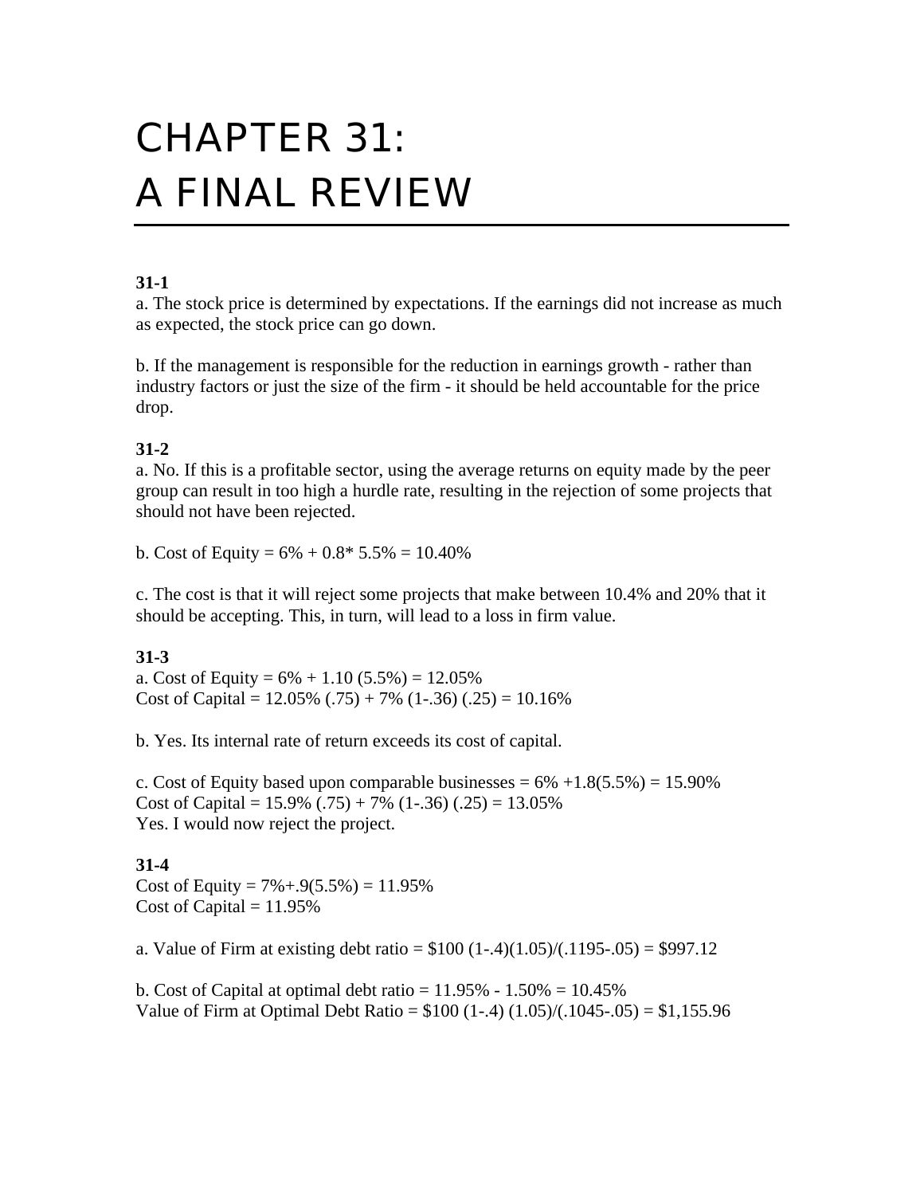# CHAPTER 31: A FINAL REVIEW

**31-1**

a. The stock price is determined by expectations. If the earnings did not increase as much as expected, the stock price can go down.

b. If the management is responsible for the reduction in earnings growth - rather than industry factors or just the size of the firm - it should be held accountable for the price drop.

**31-2**

a. No. If this is a profitable sector, using the average returns on equity made by the peer group can result in too high a hurdle rate, resulting in the rejection of some projects that should not have been rejected.

b. Cost of Equity = 6% + 0.8* 5.5% = 10.40%

c. The cost is that it will reject some projects that make between 10.4% and 20% that it should be accepting. This, in turn, will lead to a loss in firm value.

**31-3**

a. Cost of Equity = 6% + 1.10 (5.5%) = 12.05%
Cost of Capital = 12.05% (.75) + 7% (1-.36) (.25) = 10.16%

b. Yes. Its internal rate of return exceeds its cost of capital.

c. Cost of Equity based upon comparable businesses = 6% +1.8(5.5%) = 15.90%
Cost of Capital = 15.9% (.75) + 7% (1-.36) (.25) = 13.05%
Yes. I would now reject the project.

**31-4**

Cost of Equity = 7%+.9(5.5%) = 11.95%
Cost of Capital = 11.95%

a. Value of Firm at existing debt ratio = $100 (1-.4)(1.05)/(.1195-.05) = $997.12

b. Cost of Capital at optimal debt ratio = 11.95% - 1.50% = 10.45%
Value of Firm at Optimal Debt Ratio = $100 (1-.4) (1.05)/(.1045-.05) = $1,155.96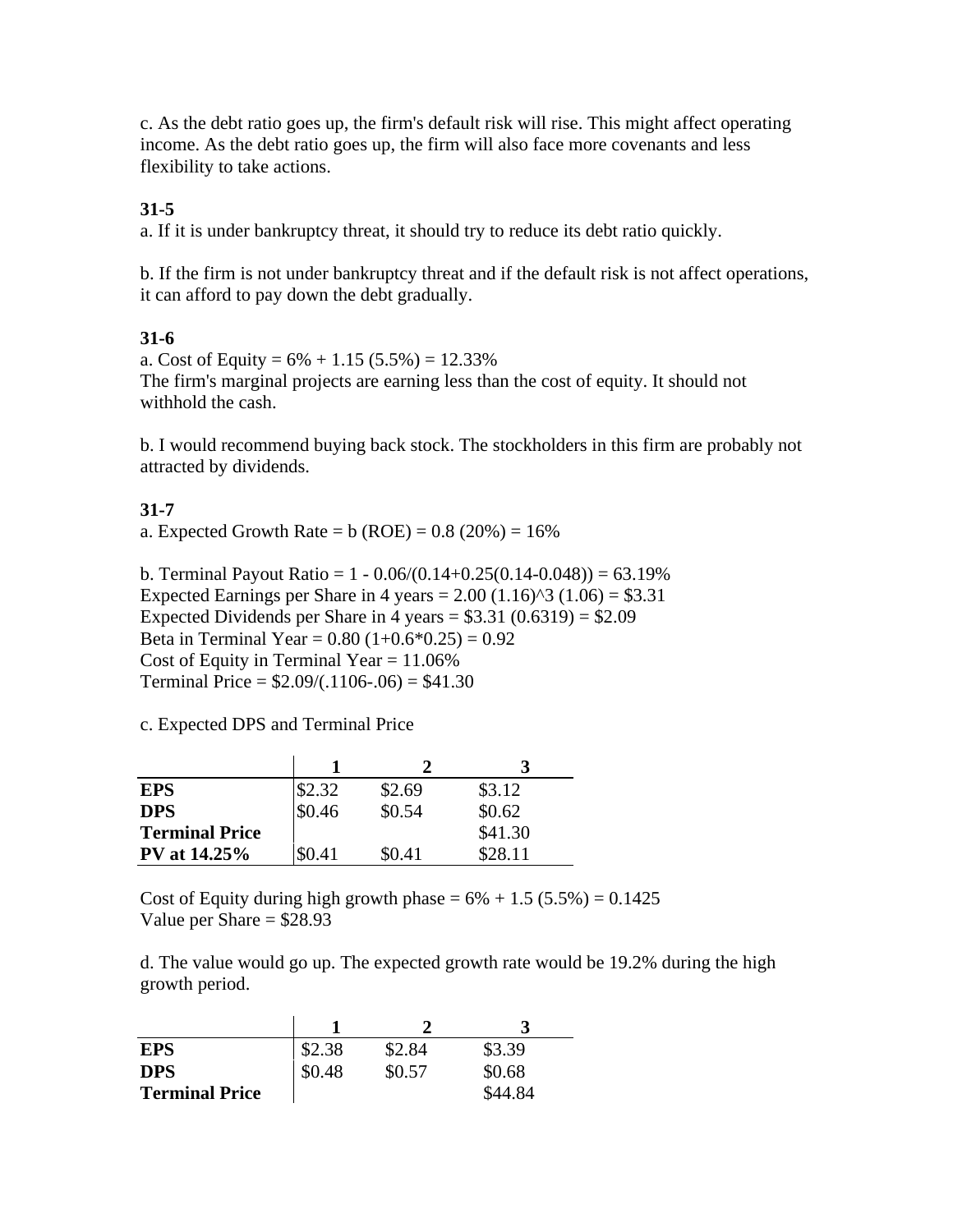c. As the debt ratio goes up, the firm's default risk will rise. This might affect operating income. As the debt ratio goes up, the firm will also face more covenants and less flexibility to take actions.

**31-5**

a. If it is under bankruptcy threat, it should try to reduce its debt ratio quickly.

b. If the firm is not under bankruptcy threat and if the default risk is not affect operations, it can afford to pay down the debt gradually.

**31-6**

a. Cost of Equity = 6% + 1.15 (5.5%) = 12.33%
The firm's marginal projects are earning less than the cost of equity. It should not withhold the cash.

b. I would recommend buying back stock. The stockholders in this firm are probably not attracted by dividends.

**31-7**

a. Expected Growth Rate = b (ROE) = 0.8 (20%) = 16%

b. Terminal Payout Ratio = 1 - 0.06/(0.14+0.25(0.14-0.048)) = 63.19%
Expected Earnings per Share in 4 years = 2.00 (1.16)^3 (1.06) = \$3.31
Expected Dividends per Share in 4 years = \$3.31 (0.6319) = \$2.09
Beta in Terminal Year = 0.80 (1+0.6*0.25) = 0.92
Cost of Equity in Terminal Year = 11.06%
Terminal Price = \$2.09/(.1106-.06) = \$41.30

c. Expected DPS and Terminal Price

| | 1 | 2 | 3 |
|---|---|---|---|
| **EPS** | \$2.32 | \$2.69 | \$3.12 |
| **DPS** | \$0.46 | \$0.54 | \$0.62 |
| **Terminal Price** | | | \$41.30 |
| **PV at 14.25%** | \$0.41 | \$0.41 | \$28.11 |

Cost of Equity during high growth phase = 6% + 1.5 (5.5%) = 0.1425
Value per Share = \$28.93

d. The value would go up. The expected growth rate would be 19.2% during the high growth period.

| | 1 | 2 | 3 |
|---|---|---|---|
| **EPS** | \$2.38 | \$2.84 | \$3.39 |
| **DPS** | \$0.48 | \$0.57 | \$0.68 |
| **Terminal Price** | | | \$44.84 |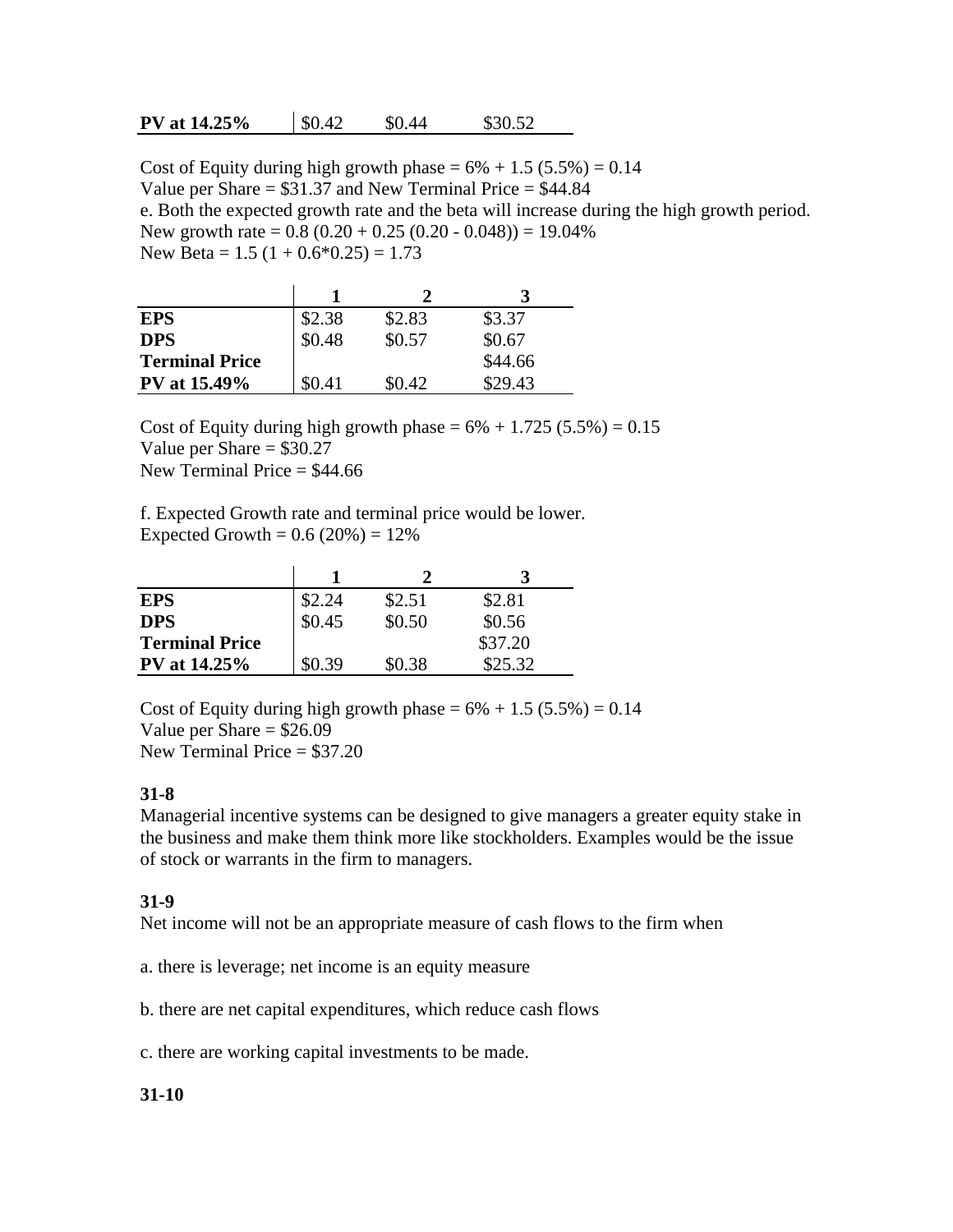| PV at 14.25% | $0.42 | $0.44 | $30.52 |
|---|---|---|---|

Cost of Equity during high growth phase = 6% + 1.5 (5.5%) = 0.14
Value per Share = $31.37 and New Terminal Price = $44.84
e. Both the expected growth rate and the beta will increase during the high growth period.
New growth rate = 0.8 (0.20 + 0.25 (0.20 - 0.048)) = 19.04%
New Beta = 1.5 (1 + 0.6*0.25) = 1.73

| | 1 | 2 | 3 |
|---|---|---|---|
| **EPS** | $2.38 | $2.83 | $3.37 |
| **DPS** | $0.48 | $0.57 | $0.67 |
| **Terminal Price** | | | $44.66 |
| **PV at 15.49%** | $0.41 | $0.42 | $29.43 |

Cost of Equity during high growth phase = 6% + 1.725 (5.5%) = 0.15
Value per Share = $30.27
New Terminal Price = $44.66

f. Expected Growth rate and terminal price would be lower.
Expected Growth = 0.6 (20%) = 12%

| | 1 | 2 | 3 |
|---|---|---|---|
| **EPS** | $2.24 | $2.51 | $2.81 |
| **DPS** | $0.45 | $0.50 | $0.56 |
| **Terminal Price** | | | $37.20 |
| **PV at 14.25%** | $0.39 | $0.38 | $25.32 |

Cost of Equity during high growth phase = 6% + 1.5 (5.5%) = 0.14
Value per Share = $26.09
New Terminal Price = $37.20

**31-8**

Managerial incentive systems can be designed to give managers a greater equity stake in the business and make them think more like stockholders. Examples would be the issue of stock or warrants in the firm to managers.

**31-9**

Net income will not be an appropriate measure of cash flows to the firm when

a. there is leverage; net income is an equity measure

b. there are net capital expenditures, which reduce cash flows

c. there are working capital investments to be made.

**31-10**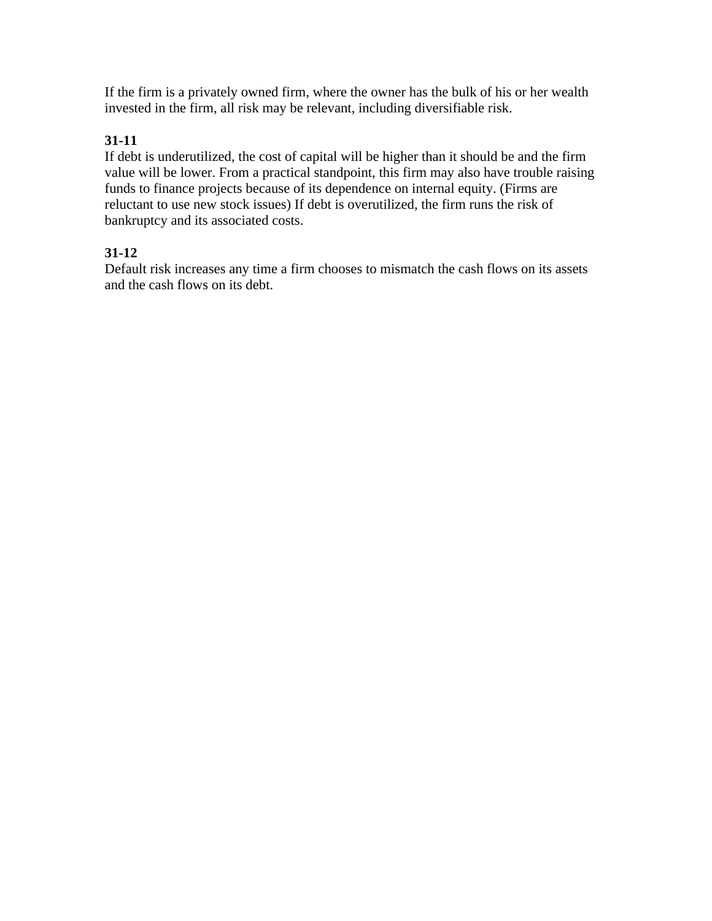If the firm is a privately owned firm, where the owner has the bulk of his or her wealth invested in the firm, all risk may be relevant, including diversifiable risk.

**31-11**

If debt is underutilized, the cost of capital will be higher than it should be and the firm value will be lower. From a practical standpoint, this firm may also have trouble raising funds to finance projects because of its dependence on internal equity. (Firms are reluctant to use new stock issues) If debt is overutilized, the firm runs the risk of bankruptcy and its associated costs.

**31-12**

Default risk increases any time a firm chooses to mismatch the cash flows on its assets and the cash flows on its debt.